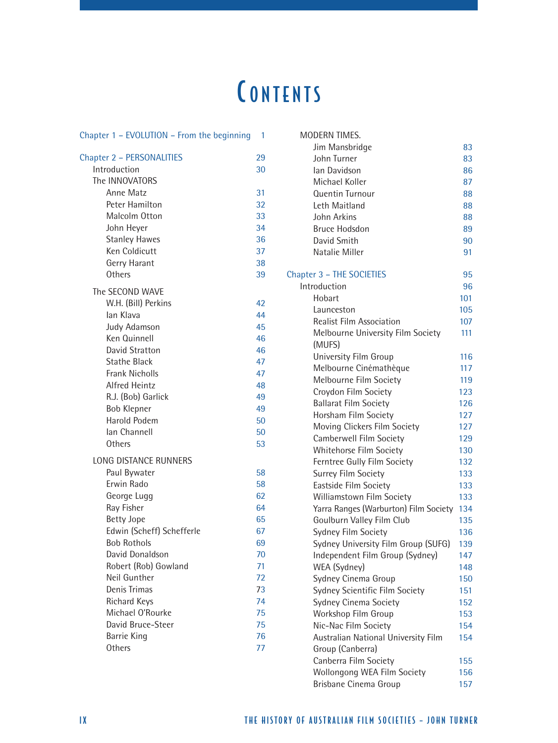# CONTENTS

Chapter 1 – EVOLUTION – From the beginning 1

Chapter 2 – PERSONALITIES 29

- Introduction 30
- The INNOVATORS
  - Anne Matz 31
  - Peter Hamilton 32
  - Malcolm Otton 33
  - John Heyer 34
  - Stanley Hawes 36
  - Ken Coldicutt 37
  - Gerry Harant 38
  - Others 39
- The SECOND WAVE
  - W.H. (Bill) Perkins 42
  - Ian Klava 44
  - Judy Adamson 45
  - Ken Quinnell 46
  - David Stratton 46
  - Stathe Black 47
  - Frank Nicholls 47
  - Alfred Heintz 48
  - R.J. (Bob) Garlick 49
  - Bob Klepner 49
  - Harold Podem 50
  - Ian Channell 50
  - Others 53
- LONG DISTANCE RUNNERS
  - Paul Bywater 58
  - Erwin Rado 58
  - George Lugg 62
  - Ray Fisher 64
  - Betty Jope 65
  - Edwin (Scheff) Schefferle 67
  - Bob Rothols 69
  - David Donaldson 70
  - Robert (Rob) Gowland 71
  - Neil Gunther 72
  - Denis Trimas 73
  - Richard Keys 74
  - Michael O'Rourke 75
  - David Bruce-Steer 75
  - Barrie King 76
  - Others 77
- MODERN TIMES.
  - Jim Mansbridge 83
  - John Turner 83
  - Ian Davidson 86
  - Michael Koller 87
  - Quentin Turnour 88
  - Leth Maitland 88
  - John Arkins 88
  - Bruce Hodsdon 89
  - David Smith 90
  - Natalie Miller 91

Chapter 3 – THE SOCIETIES 95

- Introduction 96
  - Hobart 101
  - Launceston 105
  - Realist Film Association 107
  - Melbourne University Film Society (MUFS) 111
  - University Film Group 116
  - Melbourne Cinémathèque 117
  - Melbourne Film Society 119
  - Croydon Film Society 123
  - Ballarat Film Society 126
  - Horsham Film Society 127
  - Moving Clickers Film Society 127
  - Camberwell Film Society 129
  - Whitehorse Film Society 130
  - Ferntree Gully Film Society 132
  - Surrey Film Society 133
  - Eastside Film Society 133
  - Williamstown Film Society 133
  - Yarra Ranges (Warburton) Film Society 134
  - Goulburn Valley Film Club 135
  - Sydney Film Society 136
  - Sydney University Film Group (SUFG) 139
  - Independent Film Group (Sydney) 147
  - WEA (Sydney) 148
  - Sydney Cinema Group 150
  - Sydney Scientific Film Society 151
  - Sydney Cinema Society 152
  - Workshop Film Group 153
  - Nic-Nac Film Society 154
  - Australian National University Film Group (Canberra) 154
  - Canberra Film Society 155
  - Wollongong WEA Film Society 156
  - Brisbane Cinema Group 157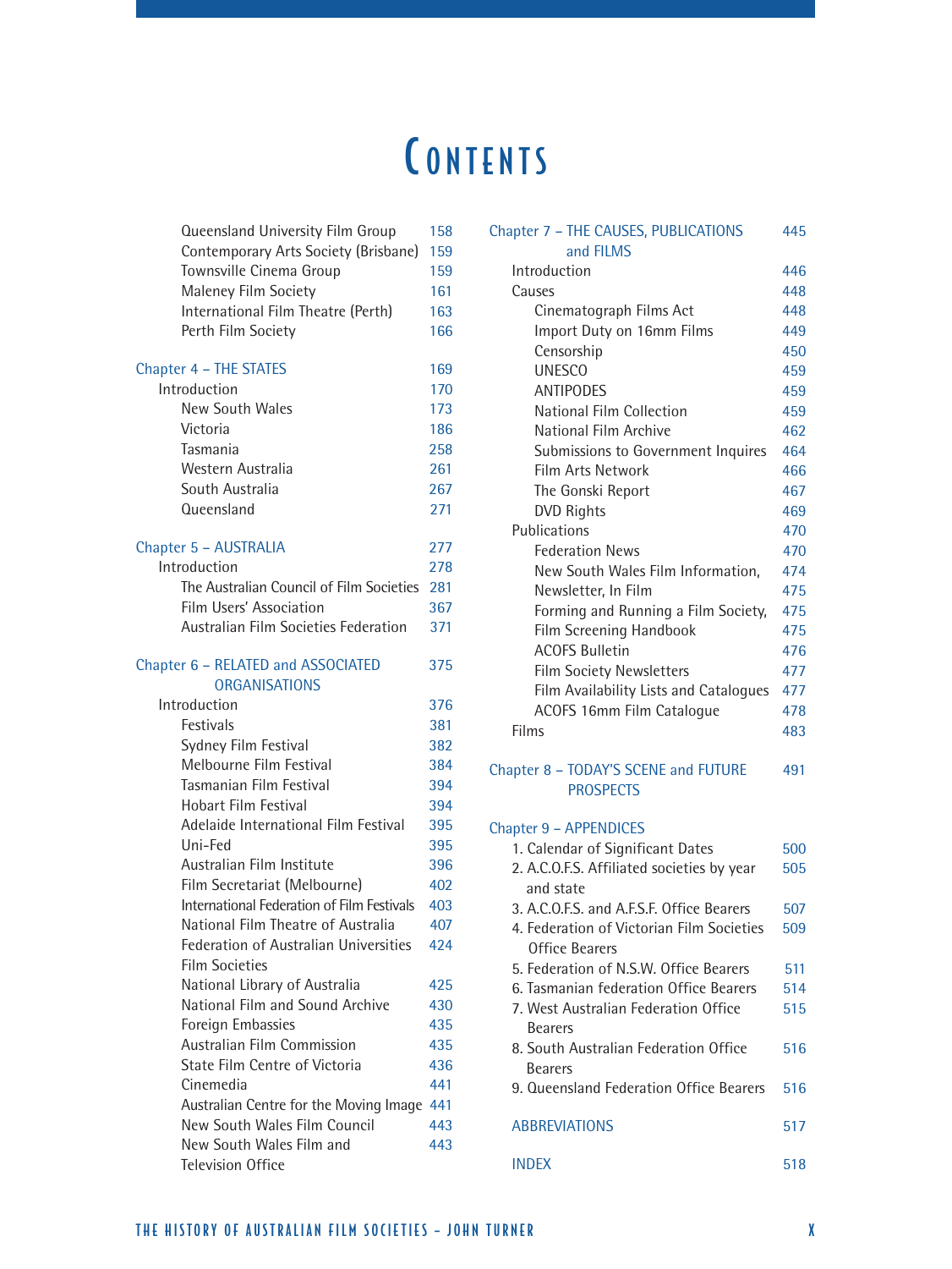# Contents

- Queensland University Film Group 158
- Contemporary Arts Society (Brisbane) 159
- Townsville Cinema Group 159
- Maleney Film Society 161
- International Film Theatre (Perth) 163
- Perth Film Society 166

**Chapter 4 – THE STATES** 169
- Introduction 170
  - New South Wales 173
  - Victoria 186
  - Tasmania 258
  - Western Australia 261
  - South Australia 267
  - Queensland 271

**Chapter 5 – AUSTRALIA** 277
- Introduction 278
  - The Australian Council of Film Societies 281
  - Film Users' Association 367
  - Australian Film Societies Federation 371

**Chapter 6 – RELATED and ASSOCIATED ORGANISATIONS** 375
- Introduction 376
  - Festivals 381
  - Sydney Film Festival 382
  - Melbourne Film Festival 384
  - Tasmanian Film Festival 394
  - Hobart Film Festival 394
  - Adelaide International Film Festival 395
  - Uni-Fed 395
  - Australian Film Institute 396
  - Film Secretariat (Melbourne) 402
  - International Federation of Film Festivals 403
  - National Film Theatre of Australia 407
  - Federation of Australian Universities Film Societies 424
  - National Library of Australia 425
  - National Film and Sound Archive 430
  - Foreign Embassies 435
  - Australian Film Commission 435
  - State Film Centre of Victoria 436
  - Cinemedia 441
  - Australian Centre for the Moving Image 441
  - New South Wales Film Council 443
  - New South Wales Film and Television Office 443

**Chapter 7 – THE CAUSES, PUBLICATIONS and FILMS** 445
- Introduction 446
- Causes 448
  - Cinematograph Films Act 448
  - Import Duty on 16mm Films 449
  - Censorship 450
  - UNESCO 459
  - ANTIPODES 459
  - National Film Collection 459
  - National Film Archive 462
  - Submissions to Government Inquires 464
  - Film Arts Network 466
  - The Gonski Report 467
  - DVD Rights 469
- Publications 470
  - Federation News 470
  - New South Wales Film Information, 474
  - Newsletter, In Film 475
  - Forming and Running a Film Society, 475
  - Film Screening Handbook 475
  - ACOFS Bulletin 476
  - Film Society Newsletters 477
  - Film Availability Lists and Catalogues 477
  - ACOFS 16mm Film Catalogue 478
- Films 483

**Chapter 8 – TODAY'S SCENE and FUTURE PROSPECTS** 491

**Chapter 9 – APPENDICES**
1. Calendar of Significant Dates 500
2. A.C.O.F.S. Affiliated societies by year and state 505
3. A.C.O.F.S. and A.F.S.F. Office Bearers 507
4. Federation of Victorian Film Societies Office Bearers 509
5. Federation of N.S.W. Office Bearers 511
6. Tasmanian federation Office Bearers 514
7. West Australian Federation Office Bearers 515
8. South Australian Federation Office Bearers 516
9. Queensland Federation Office Bearers 516

**ABBREVIATIONS** 517

**INDEX** 518